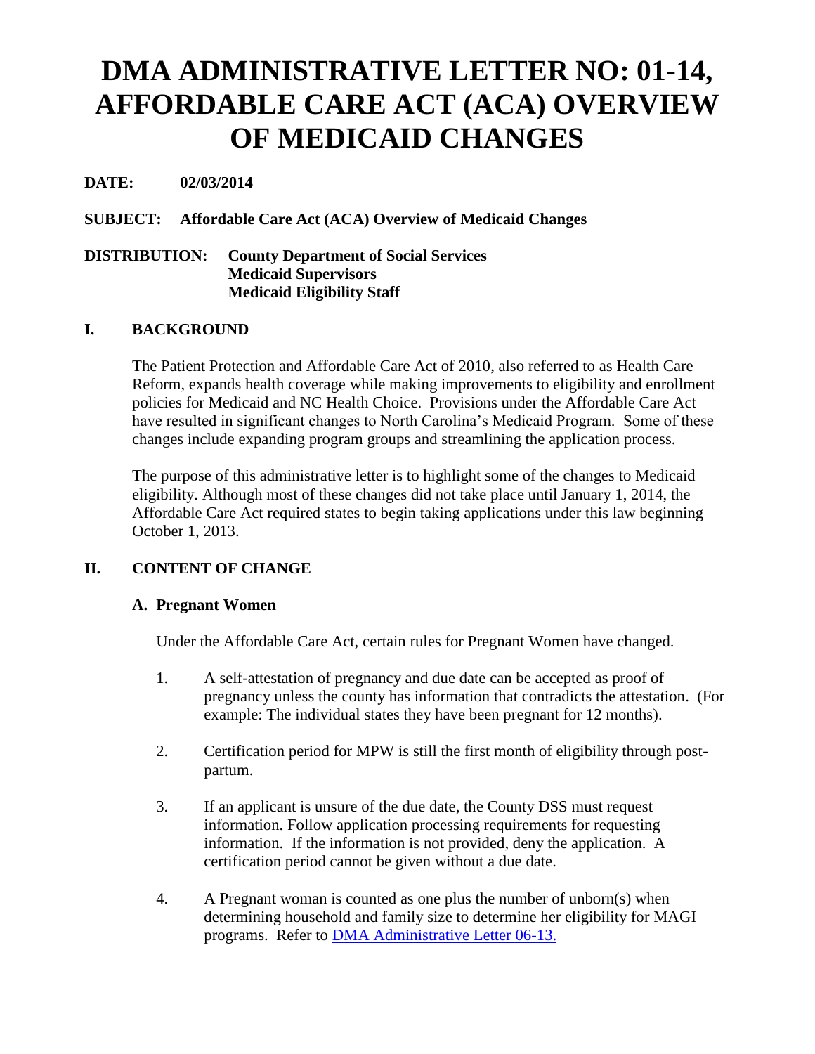# DMA ADMINISTRATIVE LETTER NO: 01-14, AFFORDABLE CARE ACT (ACA) OVERVIEW OF MEDICAID CHANGES

**DATE:** **02/03/2014**

**SUBJECT:** **Affordable Care Act (ACA) Overview of Medicaid Changes**

**DISTRIBUTION:** **County Department of Social Services**
**Medicaid Supervisors**
**Medicaid Eligibility Staff**

## I. BACKGROUND

The Patient Protection and Affordable Care Act of 2010, also referred to as Health Care Reform, expands health coverage while making improvements to eligibility and enrollment policies for Medicaid and NC Health Choice. Provisions under the Affordable Care Act have resulted in significant changes to North Carolina's Medicaid Program. Some of these changes include expanding program groups and streamlining the application process.

The purpose of this administrative letter is to highlight some of the changes to Medicaid eligibility. Although most of these changes did not take place until January 1, 2014, the Affordable Care Act required states to begin taking applications under this law beginning October 1, 2013.

## II. CONTENT OF CHANGE

### A. Pregnant Women

Under the Affordable Care Act, certain rules for Pregnant Women have changed.

1. A self-attestation of pregnancy and due date can be accepted as proof of pregnancy unless the county has information that contradicts the attestation. (For example: The individual states they have been pregnant for 12 months).

2. Certification period for MPW is still the first month of eligibility through post-partum.

3. If an applicant is unsure of the due date, the County DSS must request information. Follow application processing requirements for requesting information. If the information is not provided, deny the application. A certification period cannot be given without a due date.

4. A Pregnant woman is counted as one plus the number of unborn(s) when determining household and family size to determine her eligibility for MAGI programs. Refer to [DMA Administrative Letter 06-13.]()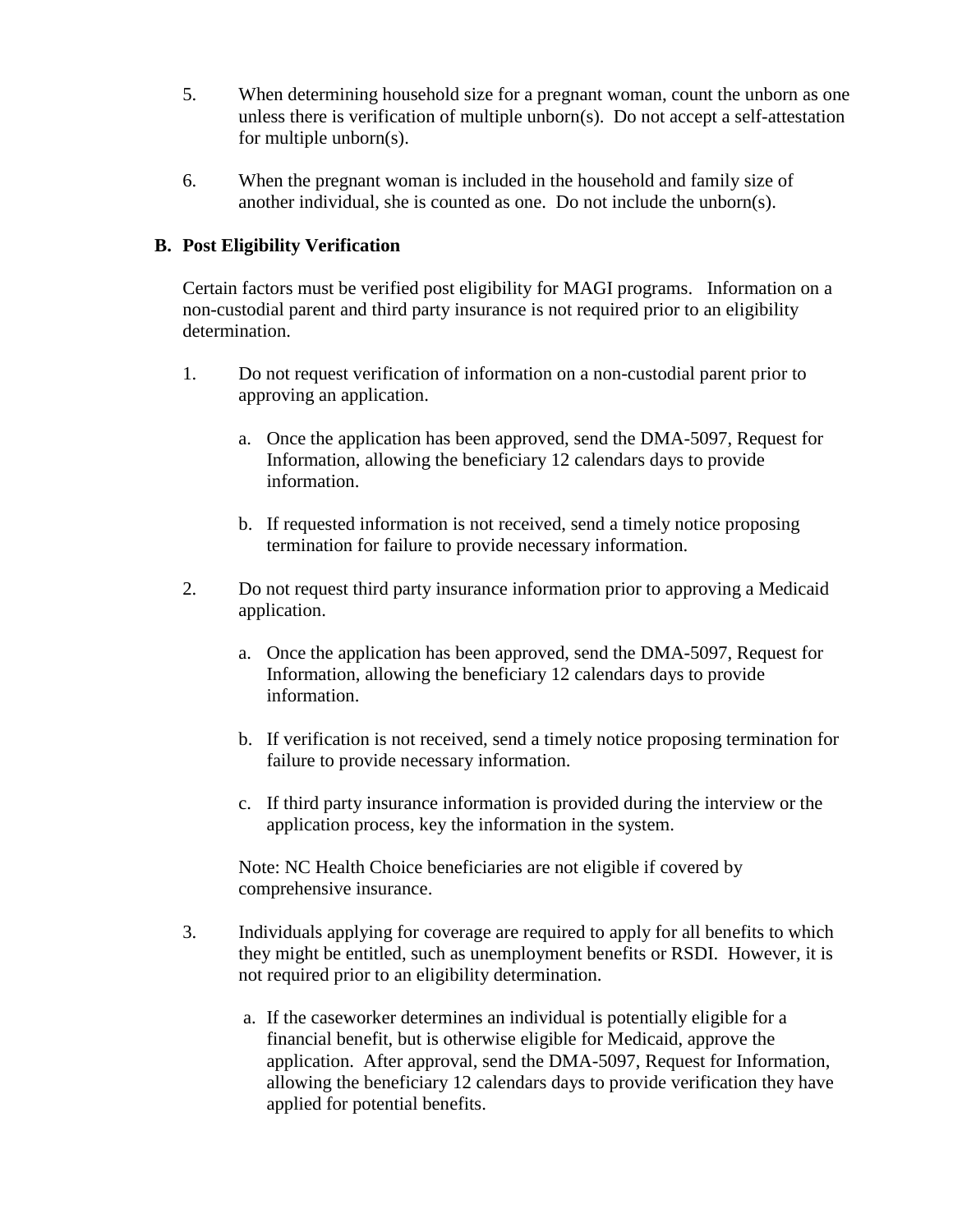5. When determining household size for a pregnant woman, count the unborn as one unless there is verification of multiple unborn(s). Do not accept a self-attestation for multiple unborn(s).

6. When the pregnant woman is included in the household and family size of another individual, she is counted as one. Do not include the unborn(s).

### B. Post Eligibility Verification

Certain factors must be verified post eligibility for MAGI programs. Information on a non-custodial parent and third party insurance is not required prior to an eligibility determination.

1. Do not request verification of information on a non-custodial parent prior to approving an application.

   a. Once the application has been approved, send the DMA-5097, Request for Information, allowing the beneficiary 12 calendars days to provide information.

   b. If requested information is not received, send a timely notice proposing termination for failure to provide necessary information.

2. Do not request third party insurance information prior to approving a Medicaid application.

   a. Once the application has been approved, send the DMA-5097, Request for Information, allowing the beneficiary 12 calendars days to provide information.

   b. If verification is not received, send a timely notice proposing termination for failure to provide necessary information.

   c. If third party insurance information is provided during the interview or the application process, key the information in the system.

   Note: NC Health Choice beneficiaries are not eligible if covered by comprehensive insurance.

3. Individuals applying for coverage are required to apply for all benefits to which they might be entitled, such as unemployment benefits or RSDI. However, it is not required prior to an eligibility determination.

   a. If the caseworker determines an individual is potentially eligible for a financial benefit, but is otherwise eligible for Medicaid, approve the application. After approval, send the DMA-5097, Request for Information, allowing the beneficiary 12 calendars days to provide verification they have applied for potential benefits.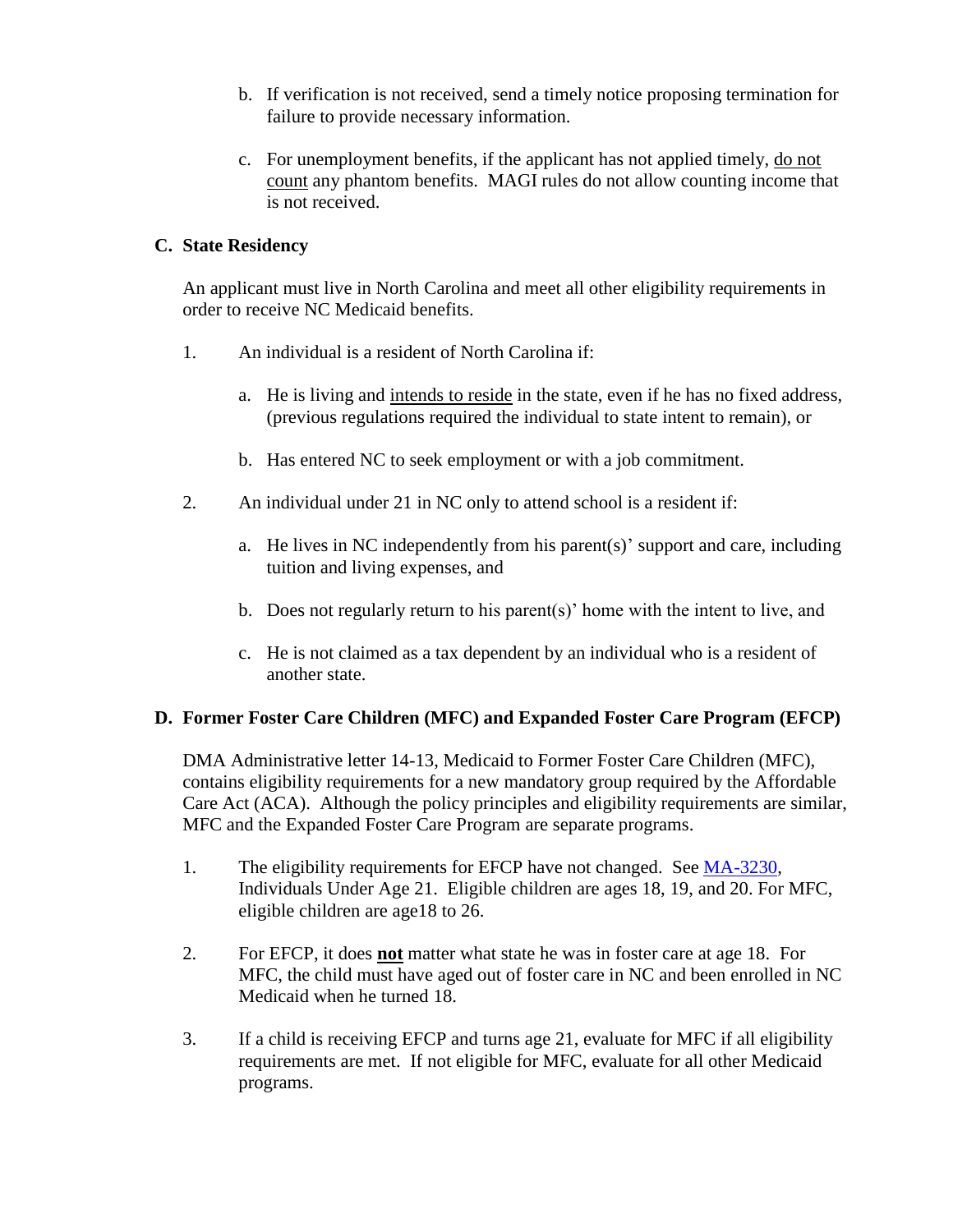b. If verification is not received, send a timely notice proposing termination for failure to provide necessary information.

c. For unemployment benefits, if the applicant has not applied timely, <u>do not count</u> any phantom benefits. MAGI rules do not allow counting income that is not received.

## C. State Residency

An applicant must live in North Carolina and meet all other eligibility requirements in order to receive NC Medicaid benefits.

1. An individual is a resident of North Carolina if:

   a. He is living and <u>intends to reside</u> in the state, even if he has no fixed address, (previous regulations required the individual to state intent to remain), or

   b. Has entered NC to seek employment or with a job commitment.

2. An individual under 21 in NC only to attend school is a resident if:

   a. He lives in NC independently from his parent(s)' support and care, including tuition and living expenses, and

   b. Does not regularly return to his parent(s)' home with the intent to live, and

   c. He is not claimed as a tax dependent by an individual who is a resident of another state.

## D. Former Foster Care Children (MFC) and Expanded Foster Care Program (EFCP)

DMA Administrative letter 14-13, Medicaid to Former Foster Care Children (MFC), contains eligibility requirements for a new mandatory group required by the Affordable Care Act (ACA). Although the policy principles and eligibility requirements are similar, MFC and the Expanded Foster Care Program are separate programs.

1. The eligibility requirements for EFCP have not changed. See MA-3230, Individuals Under Age 21. Eligible children are ages 18, 19, and 20. For MFC, eligible children are age18 to 26.

2. For EFCP, it does **<u>not</u>** matter what state he was in foster care at age 18. For MFC, the child must have aged out of foster care in NC and been enrolled in NC Medicaid when he turned 18.

3. If a child is receiving EFCP and turns age 21, evaluate for MFC if all eligibility requirements are met. If not eligible for MFC, evaluate for all other Medicaid programs.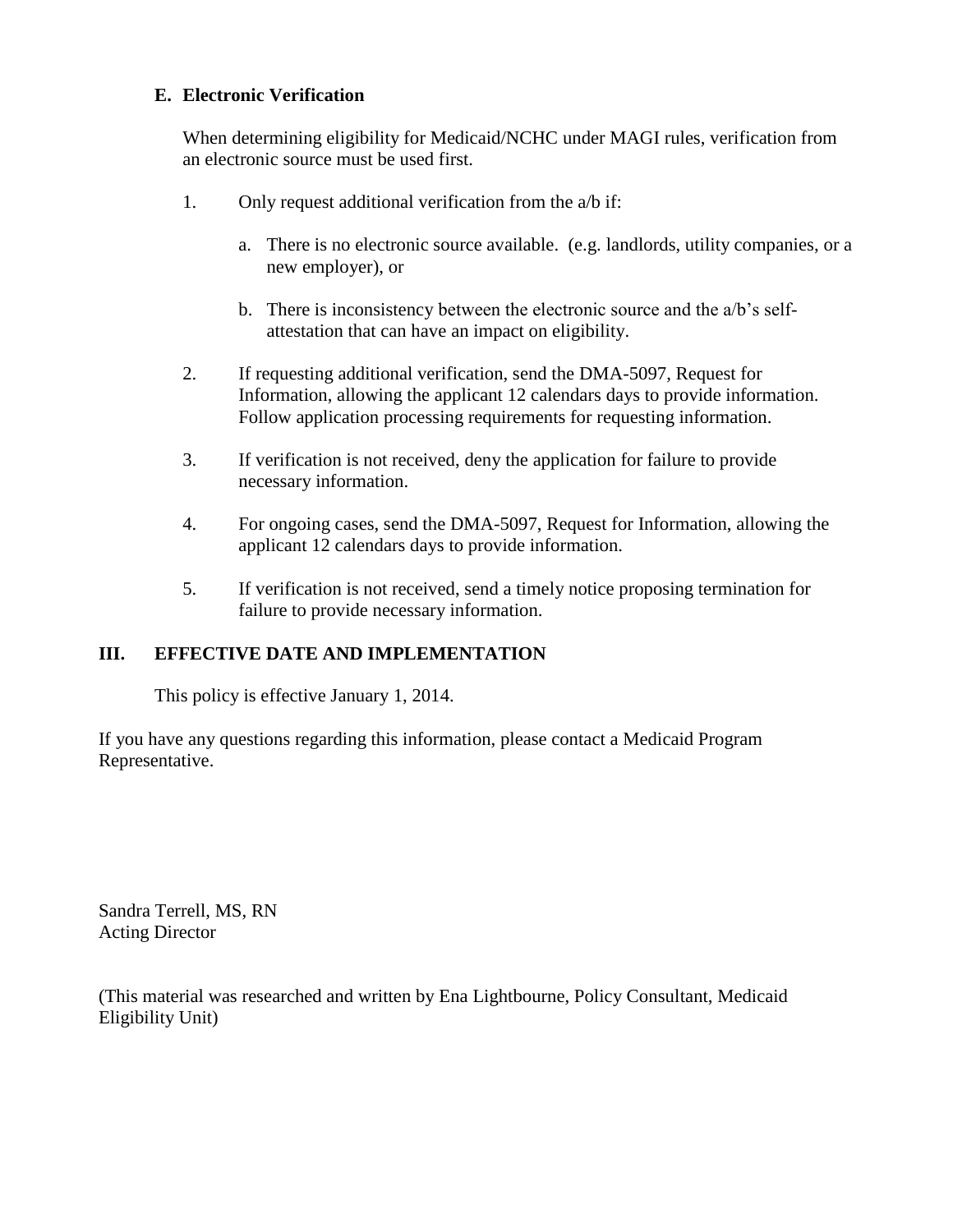### E. Electronic Verification

When determining eligibility for Medicaid/NCHC under MAGI rules, verification from an electronic source must be used first.

1. Only request additional verification from the a/b if:

   a. There is no electronic source available. (e.g. landlords, utility companies, or a new employer), or

   b. There is inconsistency between the electronic source and the a/b's self-attestation that can have an impact on eligibility.

2. If requesting additional verification, send the DMA-5097, Request for Information, allowing the applicant 12 calendars days to provide information. Follow application processing requirements for requesting information.

3. If verification is not received, deny the application for failure to provide necessary information.

4. For ongoing cases, send the DMA-5097, Request for Information, allowing the applicant 12 calendars days to provide information.

5. If verification is not received, send a timely notice proposing termination for failure to provide necessary information.

## III. EFFECTIVE DATE AND IMPLEMENTATION

This policy is effective January 1, 2014.

If you have any questions regarding this information, please contact a Medicaid Program Representative.

Sandra Terrell, MS, RN
Acting Director

(This material was researched and written by Ena Lightbourne, Policy Consultant, Medicaid Eligibility Unit)